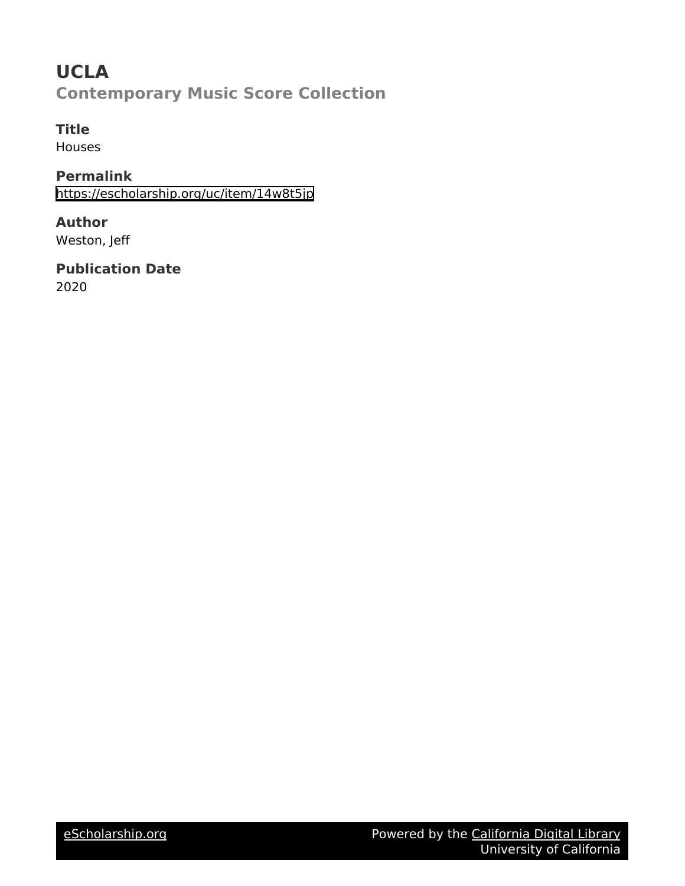# UCLA

## Contemporary Music Score Collection

### Title

Houses

### Permalink

https://escholarship.org/uc/item/14w8t5jp

### Author

Weston, Jeff

### Publication Date

2020

eScholarship.org    Powered by the California Digital Library
University of California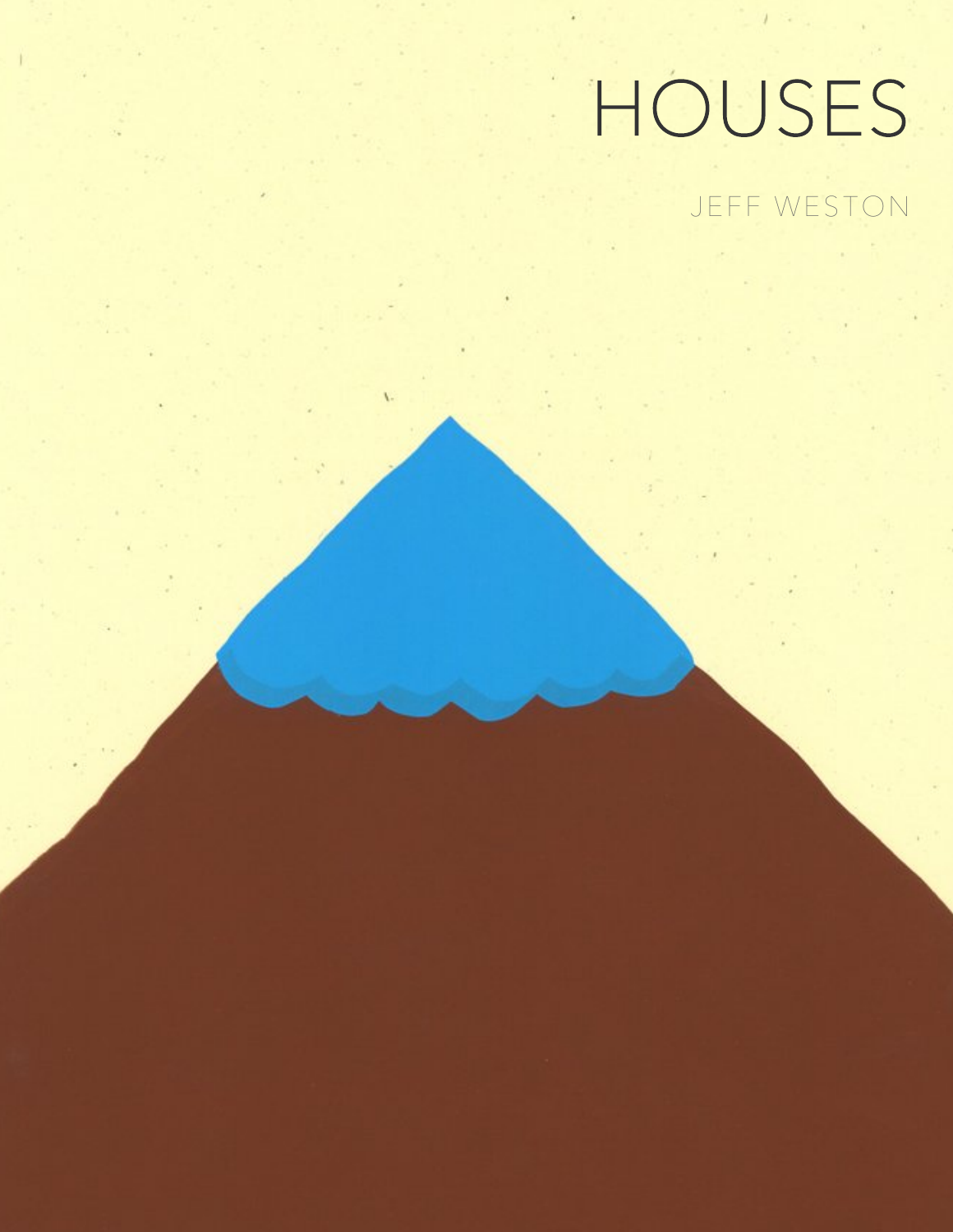# HOUSES

JEFF WESTON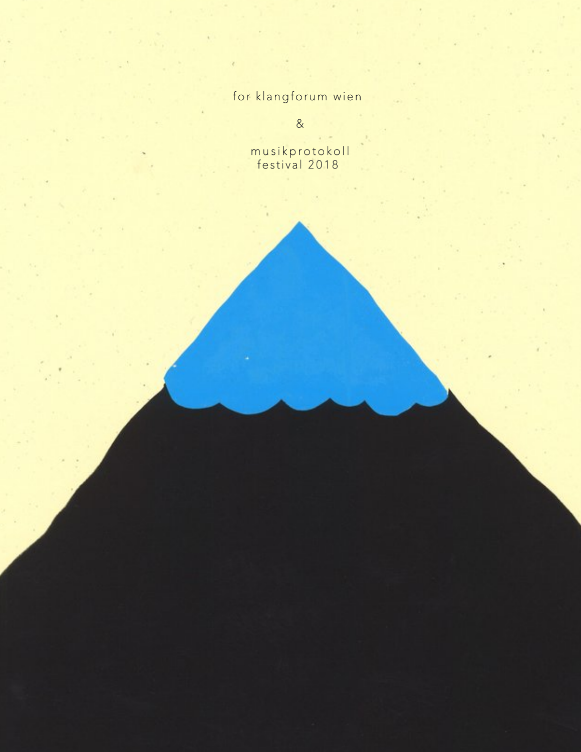for klangforum wien

&

musikprotokoll
festival 2018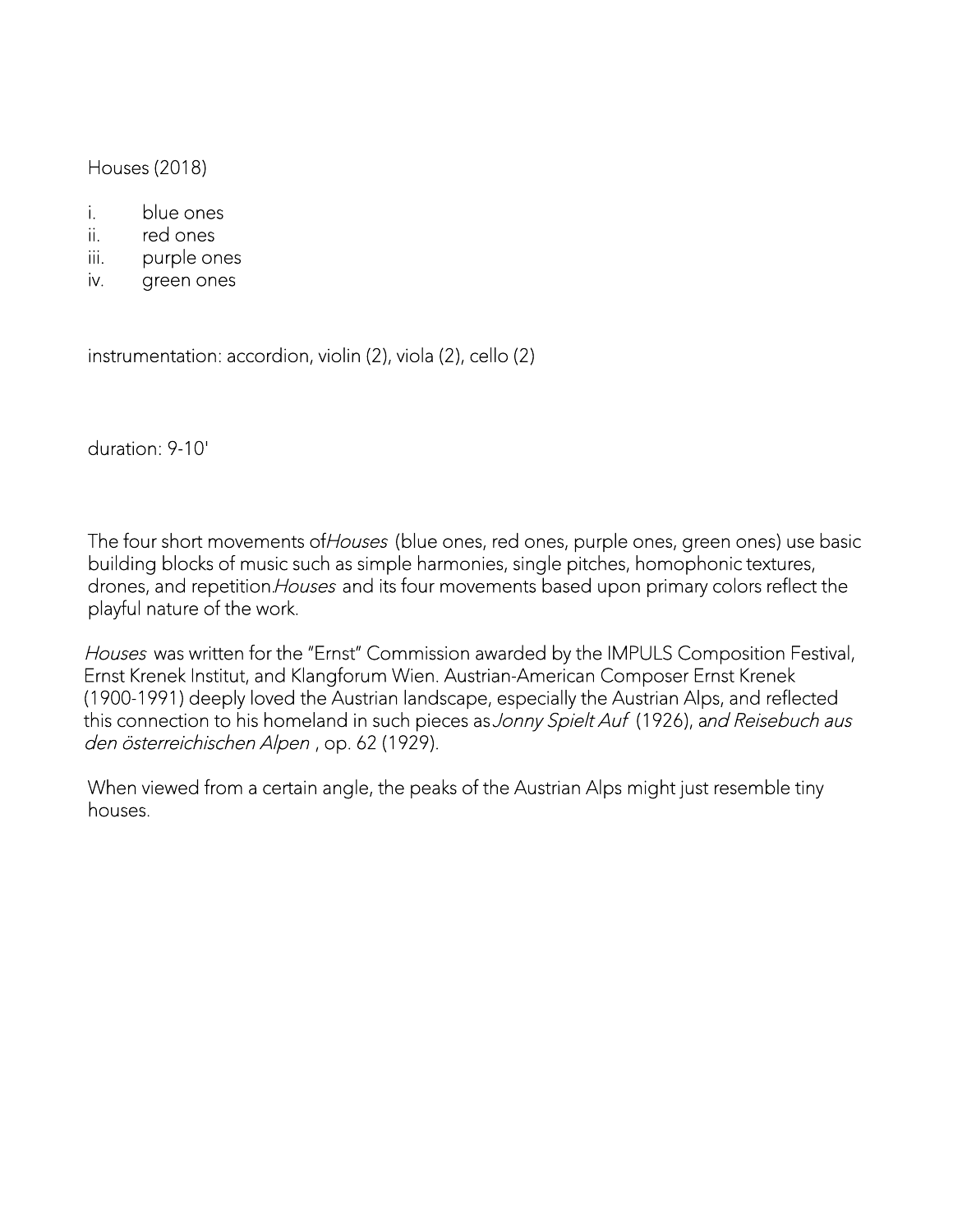Houses (2018)

i. blue ones
ii. red ones
iii. purple ones
iv. green ones

instrumentation: accordion, violin (2), viola (2), cello (2)

duration: 9-10'

The four short movements of *Houses* (blue ones, red ones, purple ones, green ones) use basic building blocks of music such as simple harmonies, single pitches, homophonic textures, drones, and repetition. *Houses* and its four movements based upon primary colors reflect the playful nature of the work.

*Houses* was written for the "Ernst" Commission awarded by the IMPULS Composition Festival, Ernst Krenek Institut, and Klangforum Wien. Austrian-American Composer Ernst Krenek (1900-1991) deeply loved the Austrian landscape, especially the Austrian Alps, and reflected this connection to his homeland in such pieces as *Jonny Spielt Auf* (1926), a*nd Reisebuch aus den österreichischen Alpen* , op. 62 (1929).

When viewed from a certain angle, the peaks of the Austrian Alps might just resemble tiny houses.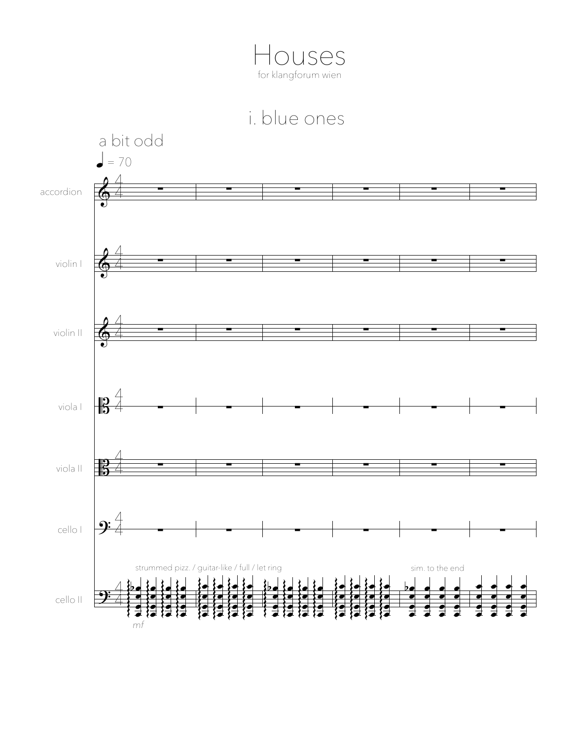# Houses

for klangforum wien

## i. blue ones

a bit odd

♩ = 70

accordion

violin I

violin II

viola I

viola II

cello I

cello II

strummed pizz. / guitar-like / full / let ring

*mf*

sim. to the end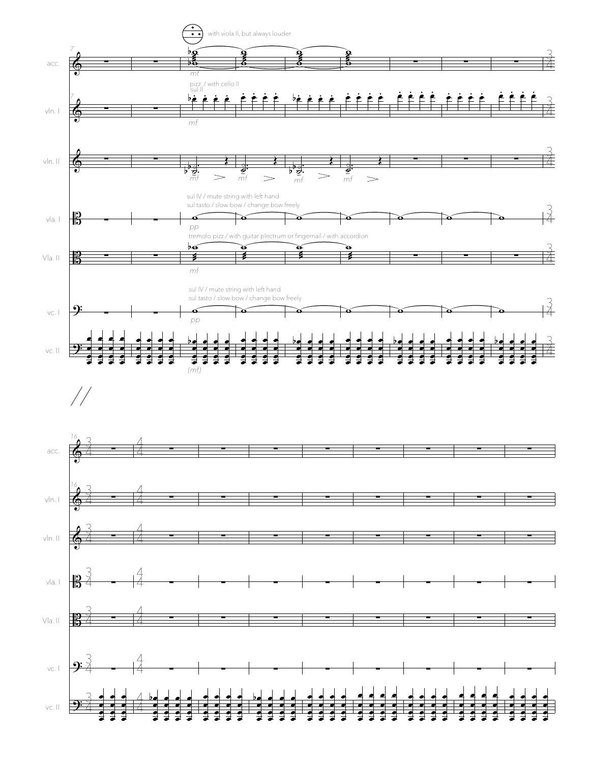with viola II, but always louder

pizz. / with cello II

sul II

sul IV / mute string with left hand

sul tasto / slow bow / change bow freely

tremolo pizz / with guitar plectrum or fingernail / with accordion

sul IV / mute string with left hand

sul tasto / slow bow / change bow freely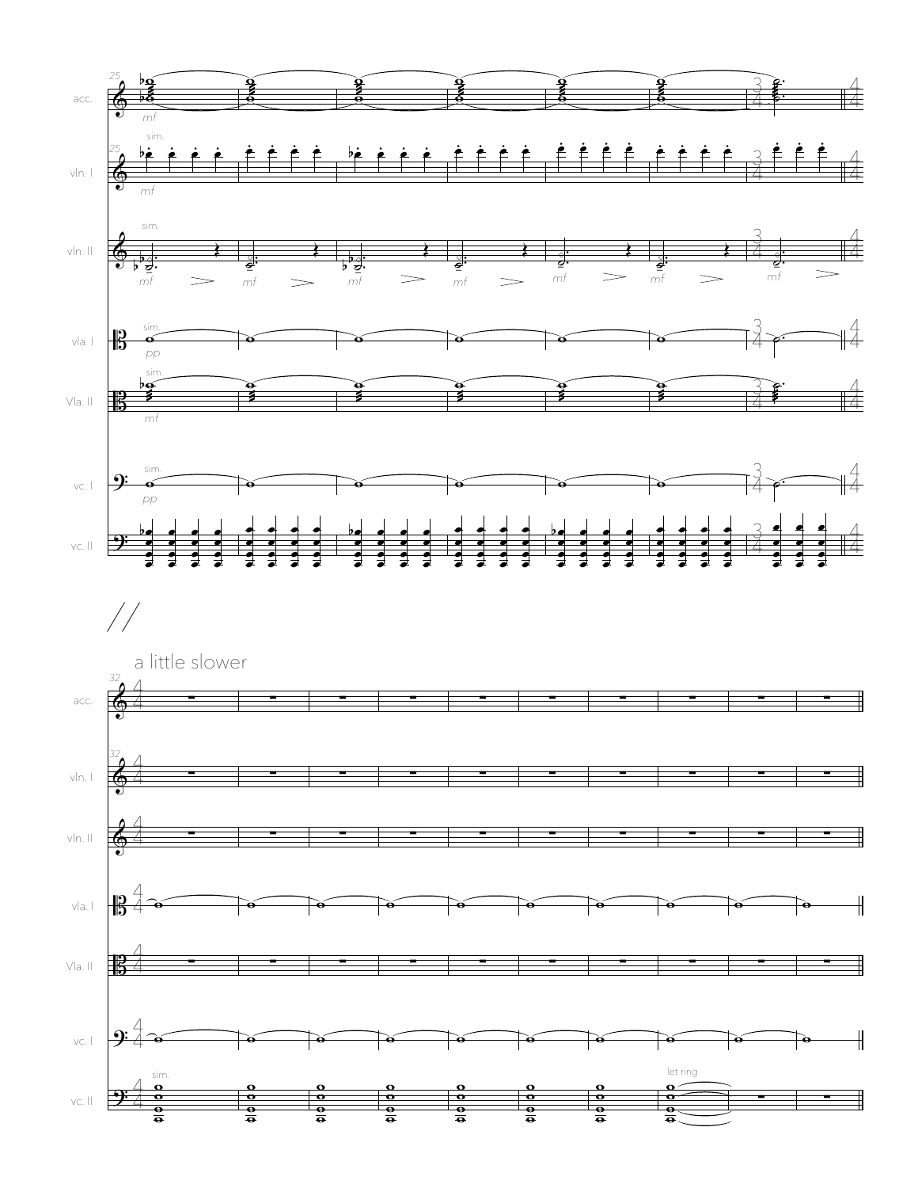a little slower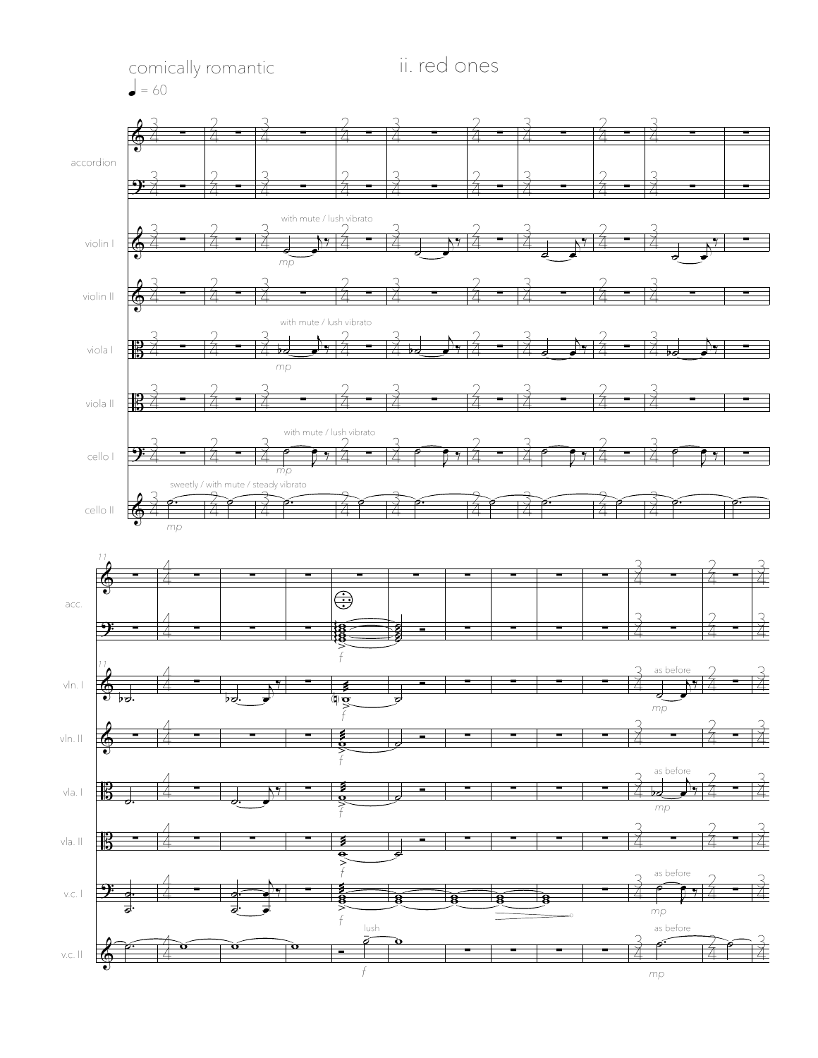comically romantic

♩ = 60

## ii. red ones

accordion

violin I

violin II

viola I

viola II

cello I

cello II

with mute / lush vibrato

*mp*

sweetly / with mute / steady vibrato

acc.

vln. I

vln. II

vla. I

vla. II

v.c. I

v.c. II

*f*

lush

as before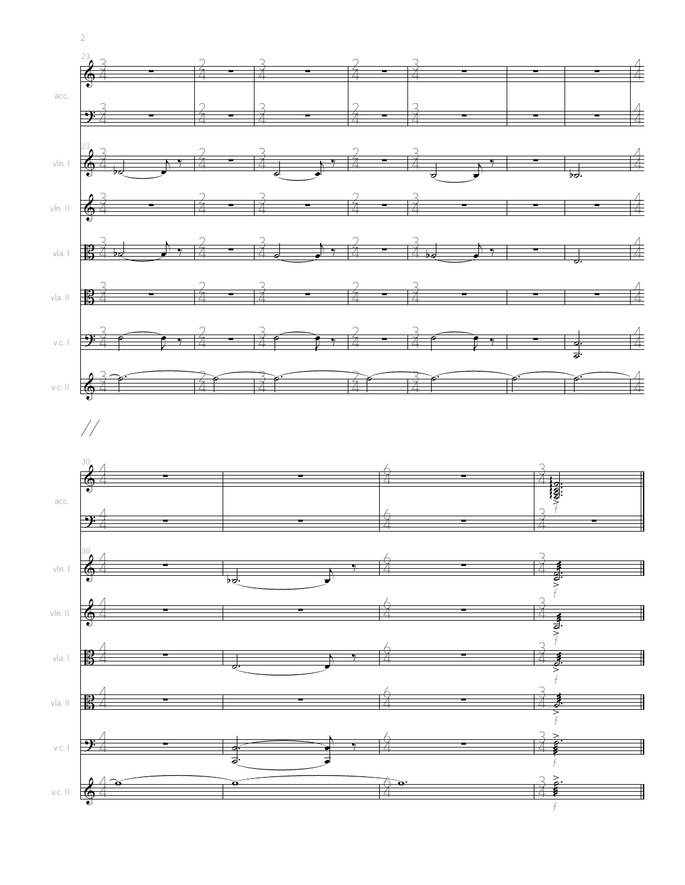acc.

vln. I

vln. II

vla. I

vla. II

v.c. I

v.c. II

acc.

vln. I

vln. II

vla. I

vla. II

v.c. I

v.c. II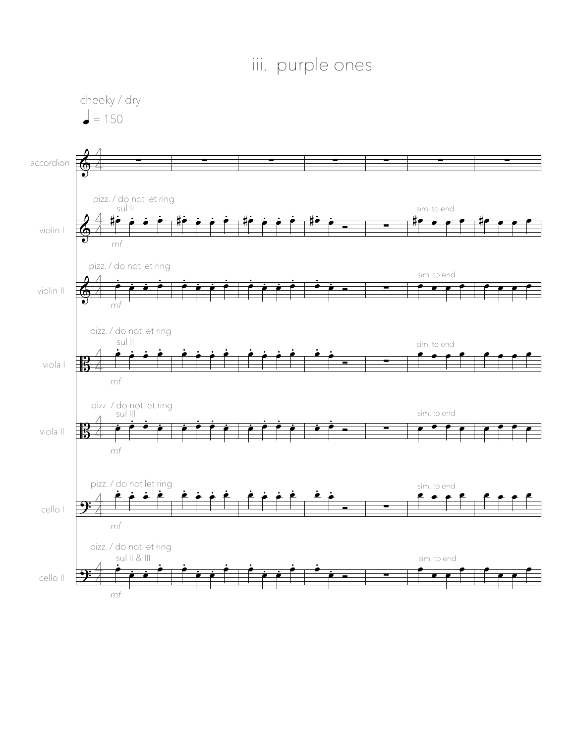# iii. purple ones

cheeky / dry

♩ = 150

accordion

violin I — pizz. / do not let ring — sul II — *mf* — sim. to end

violin II — pizz. / do not let ring — *mf* — sim. to end

viola I — pizz. / do not let ring — sul II — *mf* — sim. to end

viola II — pizz. / do not let ring — sul III — *mf* — sim. to end

cello I — pizz. / do not let ring — *mf* — sim. to end

cello II — pizz. / do not let ring — sul II & III — *mf* — sim. to end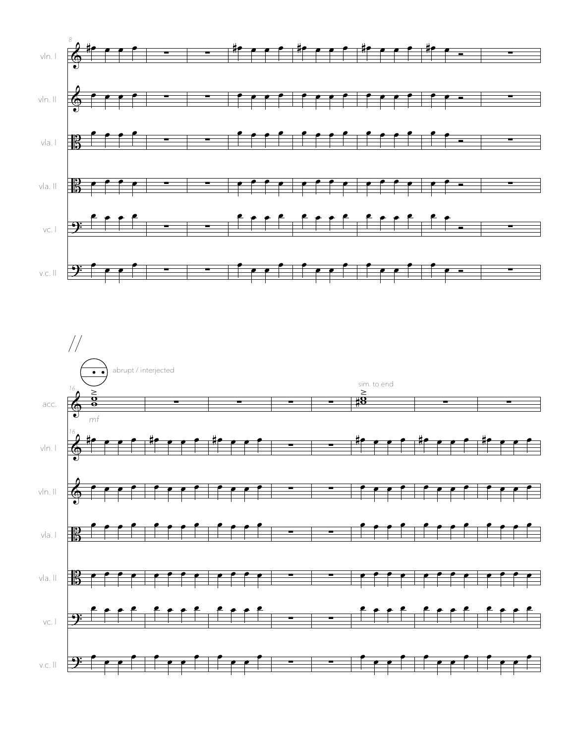8

vln. I

vln. II

vla. I

vla. II

vc. I

v.c. II

//

abrupt / interjected

sim. to end

16

acc.

*mf*

16

vln. I

vln. II

vla. I

vla. II

vc. I

v.c. II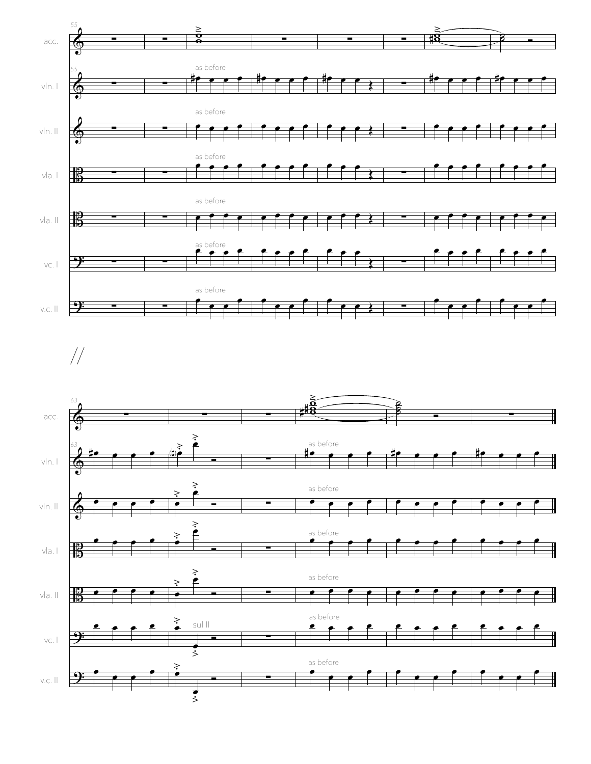55

acc.

vln. I

as before

vln. II

as before

vla. I

as before

vla. II

as before

vc. I

as before

v.c. II

as before

//

63

acc.

vln. I

as before

vln. II

as before

vla. I

as before

vla. II

as before

vc. I

sul II

as before

v.c. II

as before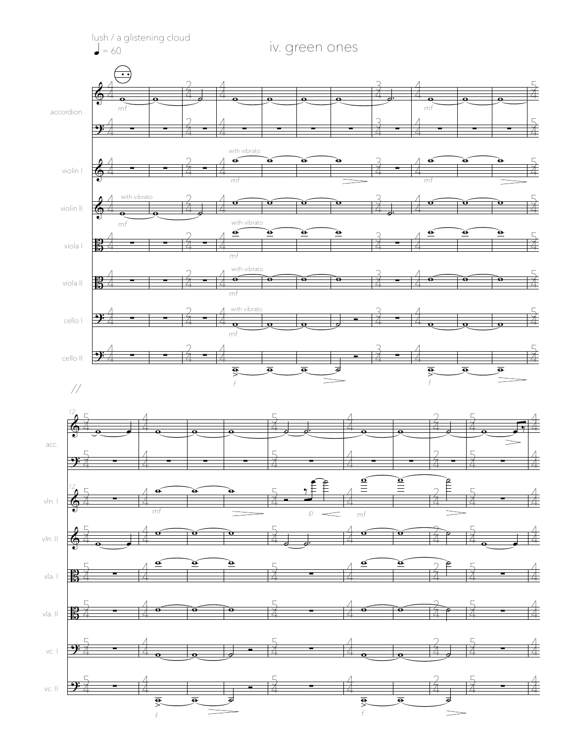lush / a glistening cloud

♩ = 60

# iv. green ones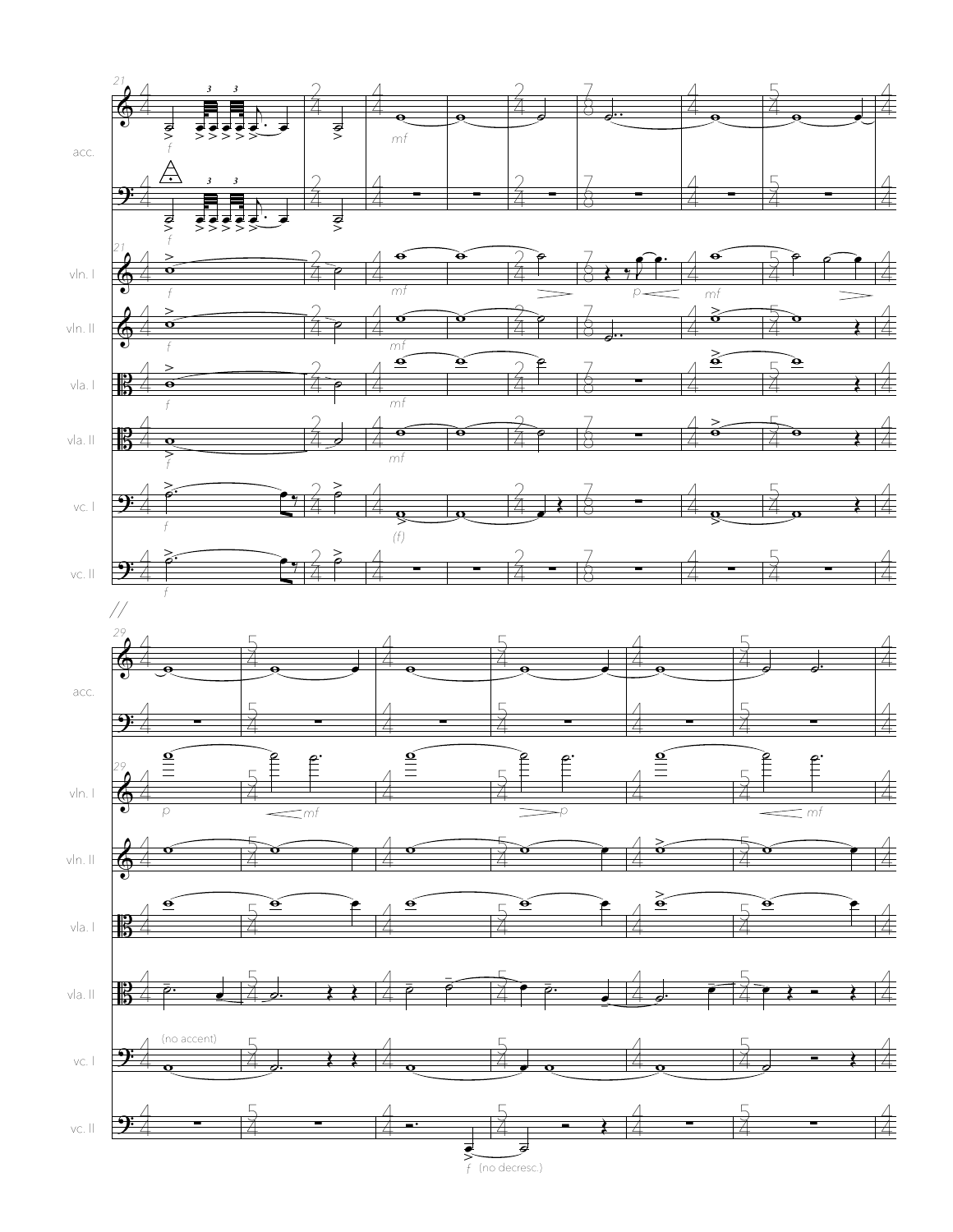21

acc.

vln. I

vln. II

vla. I

vla. II

vc. I

vc. II

f

mf

(f)

p

//

29

acc.

vln. I

vln. II

vla. I

vla. II

vc. I

vc. II

(no accent)

f (no decresc.)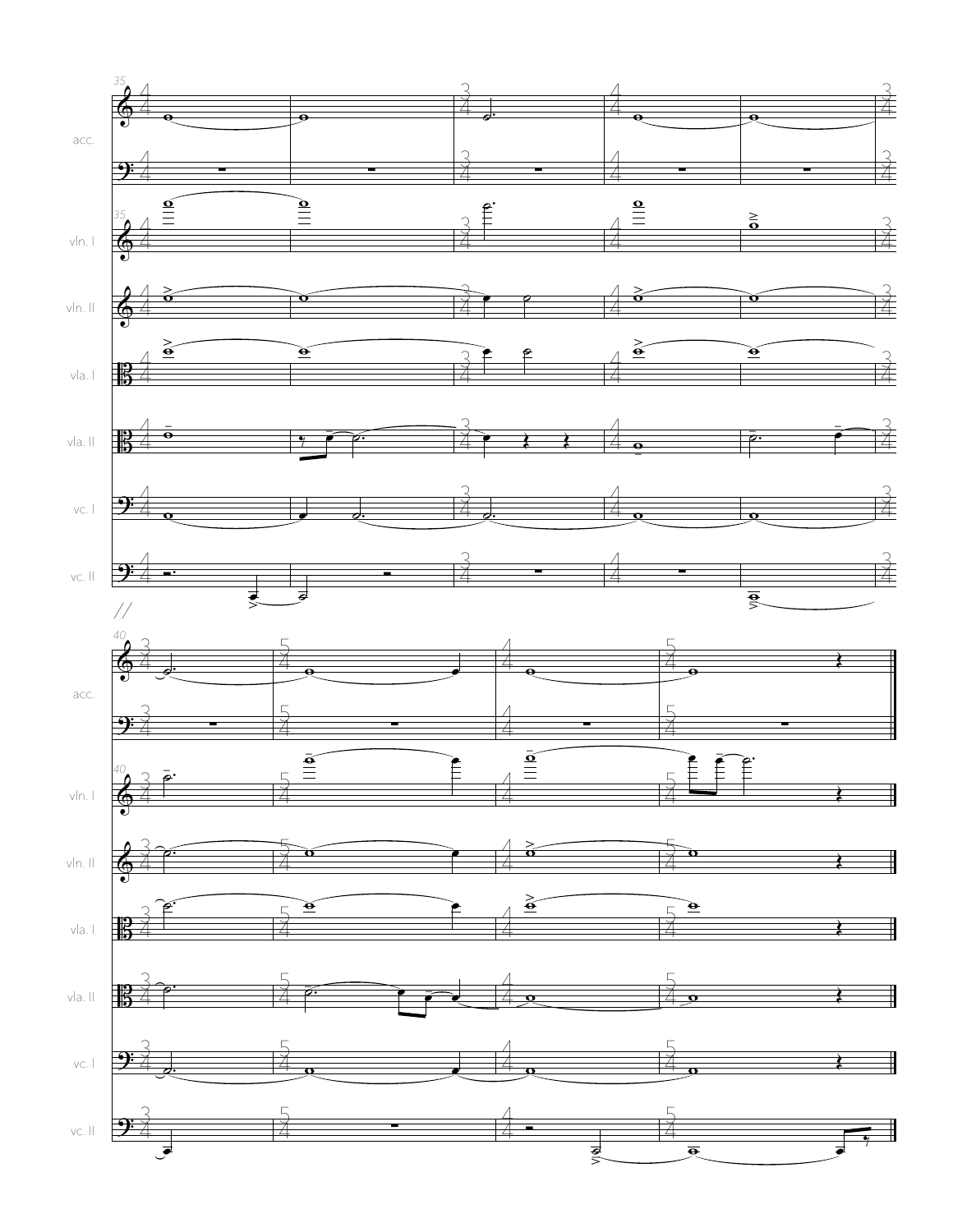acc.

vln. I

vln. II

vla. I

vla. II

vc. I

vc. II

acc.

vln. I

vln. II

vla. I

vla. II

vc. I

vc. II